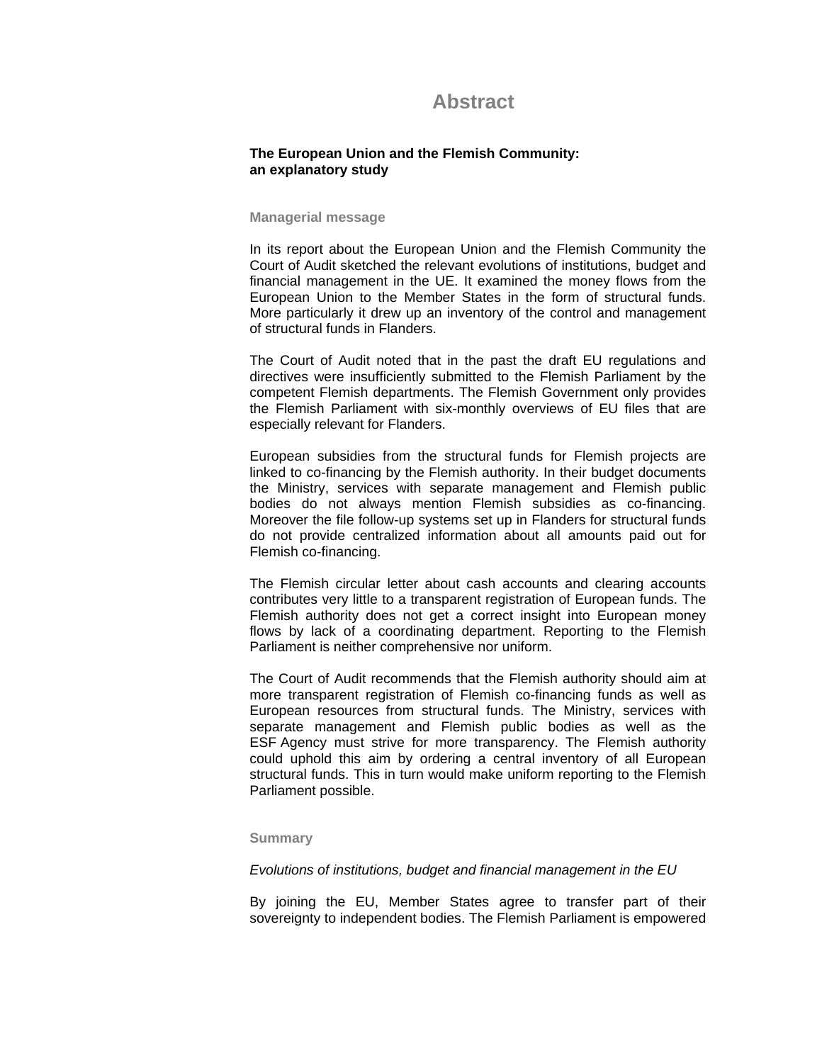# Abstract

**The European Union and the Flemish Community: an explanatory study**

### Managerial message

In its report about the European Union and the Flemish Community the Court of Audit sketched the relevant evolutions of institutions, budget and financial management in the UE. It examined the money flows from the European Union to the Member States in the form of structural funds. More particularly it drew up an inventory of the control and management of structural funds in Flanders.

The Court of Audit noted that in the past the draft EU regulations and directives were insufficiently submitted to the Flemish Parliament by the competent Flemish departments. The Flemish Government only provides the Flemish Parliament with six-monthly overviews of EU files that are especially relevant for Flanders.

European subsidies from the structural funds for Flemish projects are linked to co-financing by the Flemish authority. In their budget documents the Ministry, services with separate management and Flemish public bodies do not always mention Flemish subsidies as co-financing. Moreover the file follow-up systems set up in Flanders for structural funds do not provide centralized information about all amounts paid out for Flemish co-financing.

The Flemish circular letter about cash accounts and clearing accounts contributes very little to a transparent registration of European funds. The Flemish authority does not get a correct insight into European money flows by lack of a coordinating department. Reporting to the Flemish Parliament is neither comprehensive nor uniform.

The Court of Audit recommends that the Flemish authority should aim at more transparent registration of Flemish co-financing funds as well as European resources from structural funds. The Ministry, services with separate management and Flemish public bodies as well as the ESF Agency must strive for more transparency. The Flemish authority could uphold this aim by ordering a central inventory of all European structural funds. This in turn would make uniform reporting to the Flemish Parliament possible.

### Summary

*Evolutions of institutions, budget and financial management in the EU*

By joining the EU, Member States agree to transfer part of their sovereignty to independent bodies. The Flemish Parliament is empowered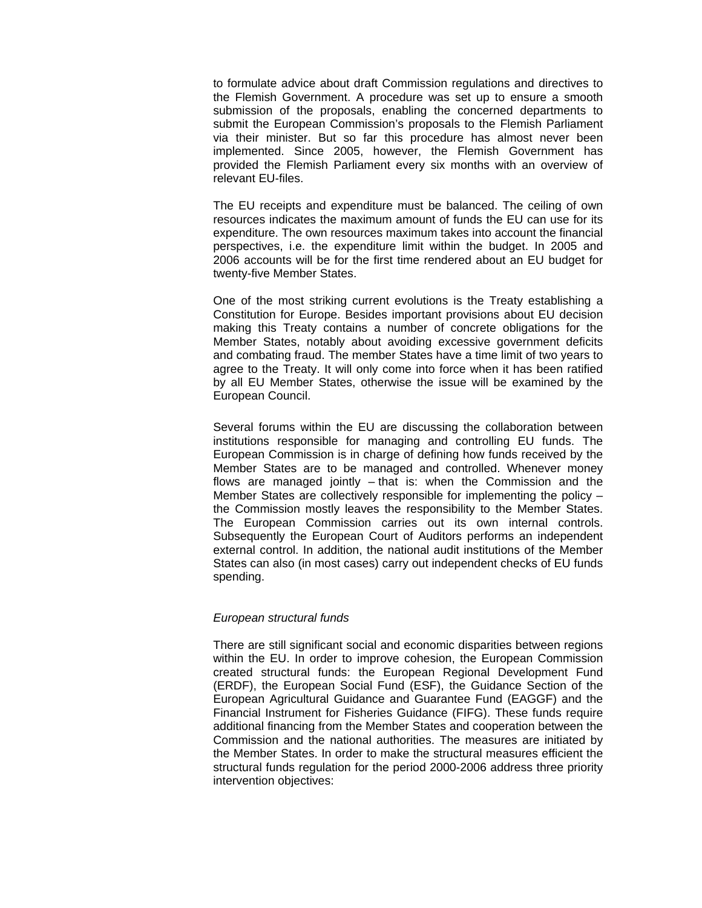to formulate advice about draft Commission regulations and directives to the Flemish Government. A procedure was set up to ensure a smooth submission of the proposals, enabling the concerned departments to submit the European Commission's proposals to the Flemish Parliament via their minister. But so far this procedure has almost never been implemented. Since 2005, however, the Flemish Government has provided the Flemish Parliament every six months with an overview of relevant EU-files.

The EU receipts and expenditure must be balanced. The ceiling of own resources indicates the maximum amount of funds the EU can use for its expenditure. The own resources maximum takes into account the financial perspectives, i.e. the expenditure limit within the budget. In 2005 and 2006 accounts will be for the first time rendered about an EU budget for twenty-five Member States.

One of the most striking current evolutions is the Treaty establishing a Constitution for Europe. Besides important provisions about EU decision making this Treaty contains a number of concrete obligations for the Member States, notably about avoiding excessive government deficits and combating fraud. The member States have a time limit of two years to agree to the Treaty. It will only come into force when it has been ratified by all EU Member States, otherwise the issue will be examined by the European Council.

Several forums within the EU are discussing the collaboration between institutions responsible for managing and controlling EU funds. The European Commission is in charge of defining how funds received by the Member States are to be managed and controlled. Whenever money flows are managed jointly – that is: when the Commission and the Member States are collectively responsible for implementing the policy – the Commission mostly leaves the responsibility to the Member States. The European Commission carries out its own internal controls. Subsequently the European Court of Auditors performs an independent external control. In addition, the national audit institutions of the Member States can also (in most cases) carry out independent checks of EU funds spending.

*European structural funds*

There are still significant social and economic disparities between regions within the EU. In order to improve cohesion, the European Commission created structural funds: the European Regional Development Fund (ERDF), the European Social Fund (ESF), the Guidance Section of the European Agricultural Guidance and Guarantee Fund (EAGGF) and the Financial Instrument for Fisheries Guidance (FIFG). These funds require additional financing from the Member States and cooperation between the Commission and the national authorities. The measures are initiated by the Member States. In order to make the structural measures efficient the structural funds regulation for the period 2000-2006 address three priority intervention objectives: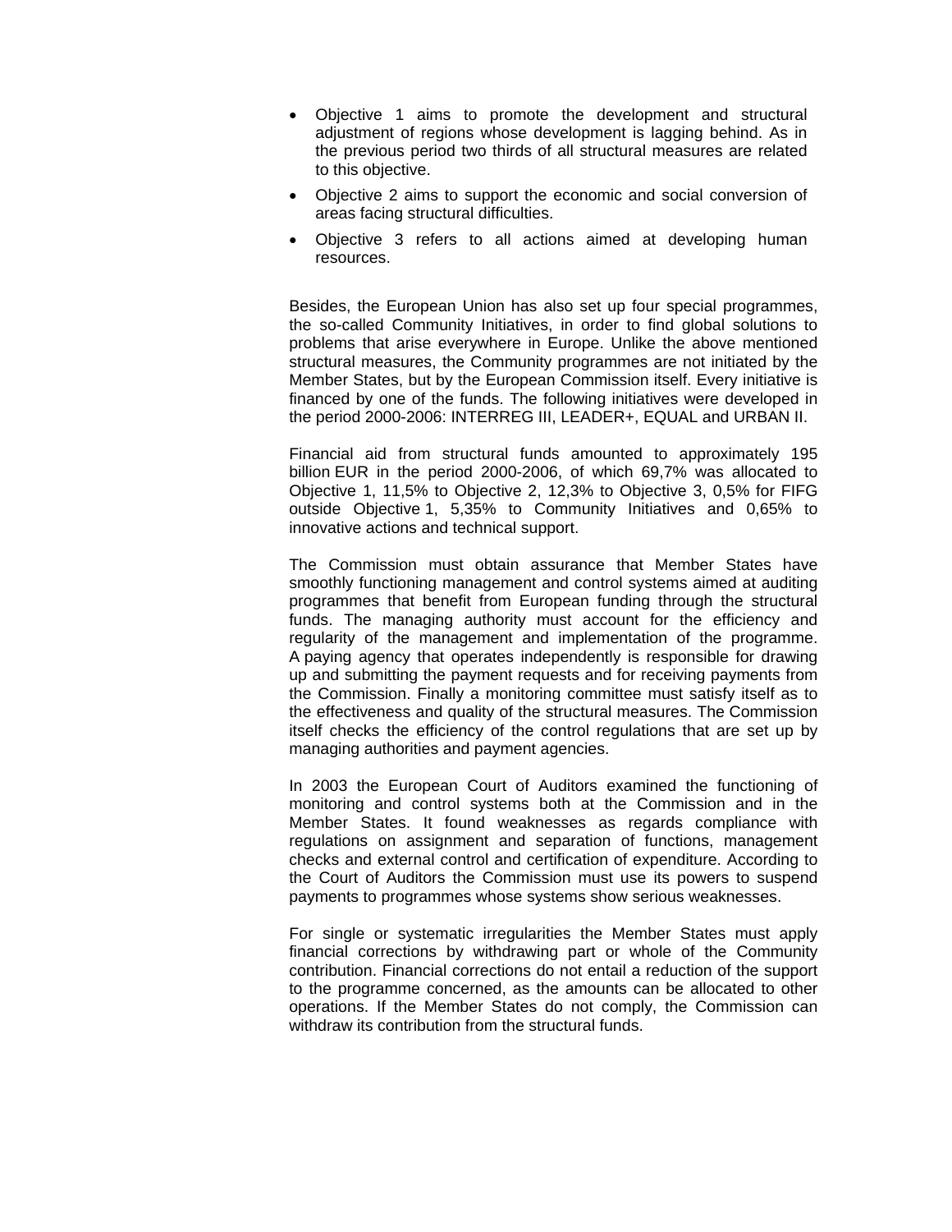- Objective 1 aims to promote the development and structural adjustment of regions whose development is lagging behind. As in the previous period two thirds of all structural measures are related to this objective.
- Objective 2 aims to support the economic and social conversion of areas facing structural difficulties.
- Objective 3 refers to all actions aimed at developing human resources.

Besides, the European Union has also set up four special programmes, the so-called Community Initiatives, in order to find global solutions to problems that arise everywhere in Europe. Unlike the above mentioned structural measures, the Community programmes are not initiated by the Member States, but by the European Commission itself. Every initiative is financed by one of the funds. The following initiatives were developed in the period 2000-2006: INTERREG III, LEADER+, EQUAL and URBAN II.

Financial aid from structural funds amounted to approximately 195 billion EUR in the period 2000-2006, of which 69,7% was allocated to Objective 1, 11,5% to Objective 2, 12,3% to Objective 3, 0,5% for FIFG outside Objective 1, 5,35% to Community Initiatives and 0,65% to innovative actions and technical support.

The Commission must obtain assurance that Member States have smoothly functioning management and control systems aimed at auditing programmes that benefit from European funding through the structural funds. The managing authority must account for the efficiency and regularity of the management and implementation of the programme. A paying agency that operates independently is responsible for drawing up and submitting the payment requests and for receiving payments from the Commission. Finally a monitoring committee must satisfy itself as to the effectiveness and quality of the structural measures. The Commission itself checks the efficiency of the control regulations that are set up by managing authorities and payment agencies.

In 2003 the European Court of Auditors examined the functioning of monitoring and control systems both at the Commission and in the Member States. It found weaknesses as regards compliance with regulations on assignment and separation of functions, management checks and external control and certification of expenditure. According to the Court of Auditors the Commission must use its powers to suspend payments to programmes whose systems show serious weaknesses.

For single or systematic irregularities the Member States must apply financial corrections by withdrawing part or whole of the Community contribution. Financial corrections do not entail a reduction of the support to the programme concerned, as the amounts can be allocated to other operations. If the Member States do not comply, the Commission can withdraw its contribution from the structural funds.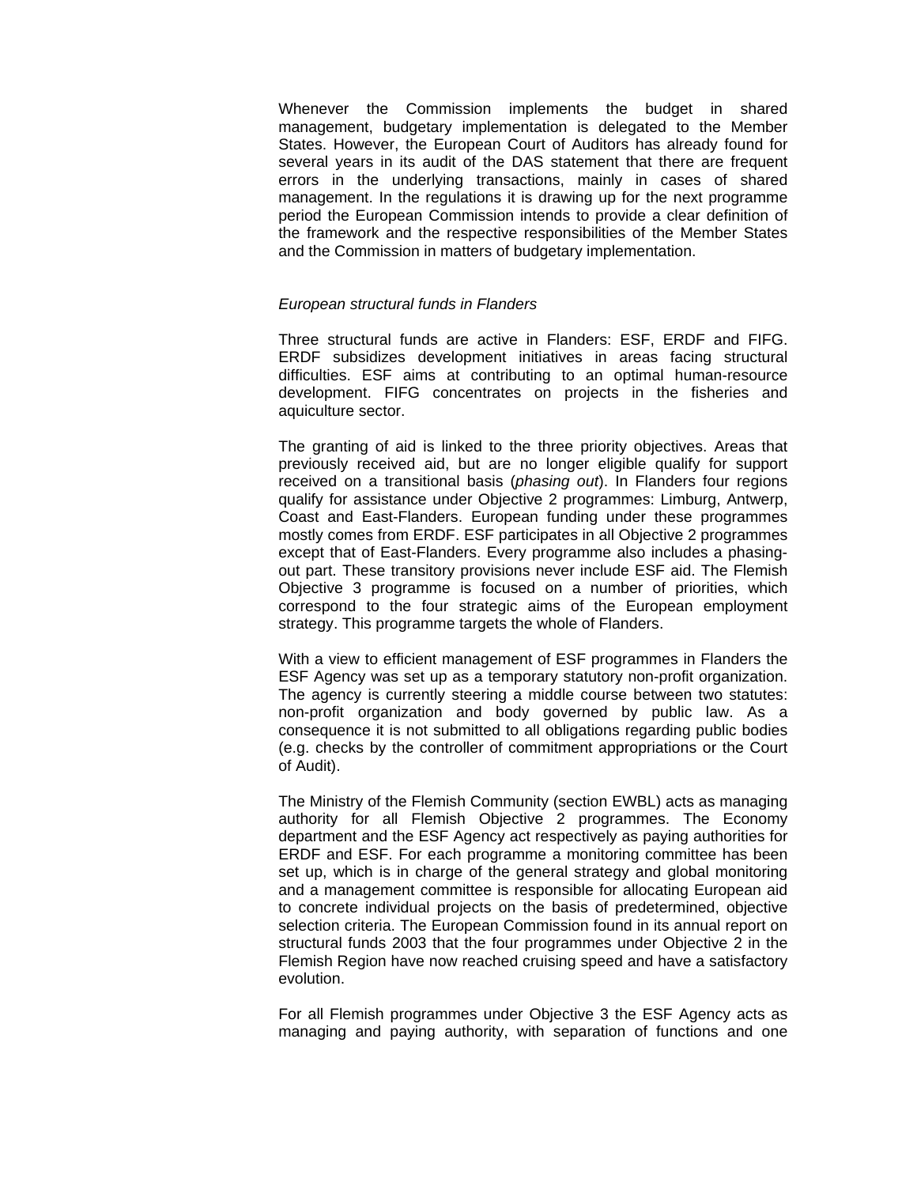Whenever the Commission implements the budget in shared management, budgetary implementation is delegated to the Member States. However, the European Court of Auditors has already found for several years in its audit of the DAS statement that there are frequent errors in the underlying transactions, mainly in cases of shared management. In the regulations it is drawing up for the next programme period the European Commission intends to provide a clear definition of the framework and the respective responsibilities of the Member States and the Commission in matters of budgetary implementation.

*European structural funds in Flanders*

Three structural funds are active in Flanders: ESF, ERDF and FIFG. ERDF subsidizes development initiatives in areas facing structural difficulties. ESF aims at contributing to an optimal human-resource development. FIFG concentrates on projects in the fisheries and aquiculture sector.

The granting of aid is linked to the three priority objectives. Areas that previously received aid, but are no longer eligible qualify for support received on a transitional basis (*phasing out*). In Flanders four regions qualify for assistance under Objective 2 programmes: Limburg, Antwerp, Coast and East-Flanders. European funding under these programmes mostly comes from ERDF. ESF participates in all Objective 2 programmes except that of East-Flanders. Every programme also includes a phasing-out part. These transitory provisions never include ESF aid. The Flemish Objective 3 programme is focused on a number of priorities, which correspond to the four strategic aims of the European employment strategy. This programme targets the whole of Flanders.

With a view to efficient management of ESF programmes in Flanders the ESF Agency was set up as a temporary statutory non-profit organization. The agency is currently steering a middle course between two statutes: non-profit organization and body governed by public law. As a consequence it is not submitted to all obligations regarding public bodies (e.g. checks by the controller of commitment appropriations or the Court of Audit).

The Ministry of the Flemish Community (section EWBL) acts as managing authority for all Flemish Objective 2 programmes. The Economy department and the ESF Agency act respectively as paying authorities for ERDF and ESF. For each programme a monitoring committee has been set up, which is in charge of the general strategy and global monitoring and a management committee is responsible for allocating European aid to concrete individual projects on the basis of predetermined, objective selection criteria. The European Commission found in its annual report on structural funds 2003 that the four programmes under Objective 2 in the Flemish Region have now reached cruising speed and have a satisfactory evolution.

For all Flemish programmes under Objective 3 the ESF Agency acts as managing and paying authority, with separation of functions and one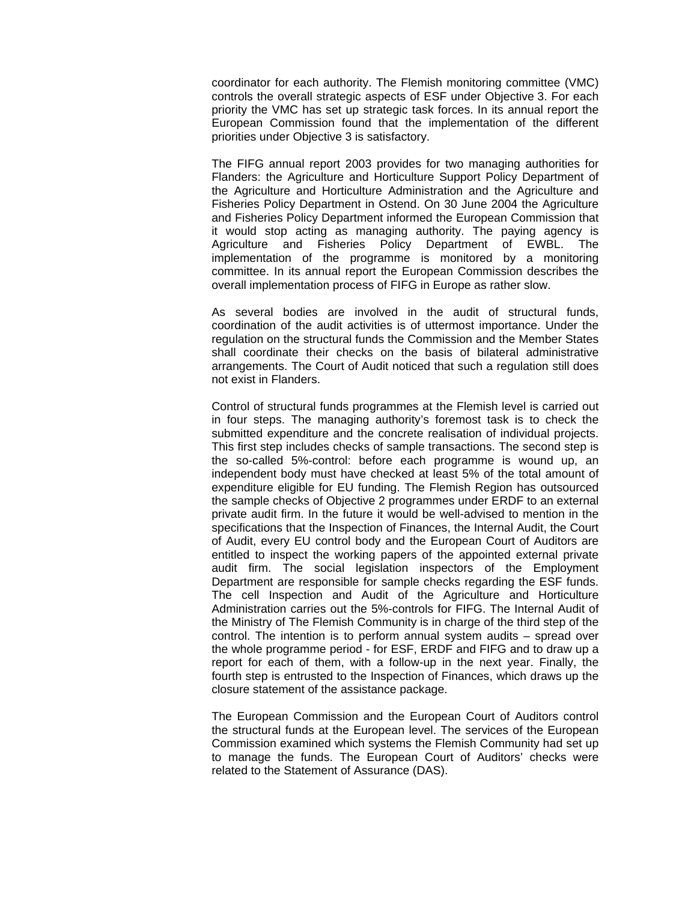coordinator for each authority. The Flemish monitoring committee (VMC) controls the overall strategic aspects of ESF under Objective 3. For each priority the VMC has set up strategic task forces. In its annual report the European Commission found that the implementation of the different priorities under Objective 3 is satisfactory.

The FIFG annual report 2003 provides for two managing authorities for Flanders: the Agriculture and Horticulture Support Policy Department of the Agriculture and Horticulture Administration and the Agriculture and Fisheries Policy Department in Ostend. On 30 June 2004 the Agriculture and Fisheries Policy Department informed the European Commission that it would stop acting as managing authority. The paying agency is Agriculture and Fisheries Policy Department of EWBL. The implementation of the programme is monitored by a monitoring committee. In its annual report the European Commission describes the overall implementation process of FIFG in Europe as rather slow.

As several bodies are involved in the audit of structural funds, coordination of the audit activities is of uttermost importance. Under the regulation on the structural funds the Commission and the Member States shall coordinate their checks on the basis of bilateral administrative arrangements. The Court of Audit noticed that such a regulation still does not exist in Flanders.

Control of structural funds programmes at the Flemish level is carried out in four steps. The managing authority's foremost task is to check the submitted expenditure and the concrete realisation of individual projects. This first step includes checks of sample transactions. The second step is the so-called 5%-control: before each programme is wound up, an independent body must have checked at least 5% of the total amount of expenditure eligible for EU funding. The Flemish Region has outsourced the sample checks of Objective 2 programmes under ERDF to an external private audit firm. In the future it would be well-advised to mention in the specifications that the Inspection of Finances, the Internal Audit, the Court of Audit, every EU control body and the European Court of Auditors are entitled to inspect the working papers of the appointed external private audit firm. The social legislation inspectors of the Employment Department are responsible for sample checks regarding the ESF funds. The cell Inspection and Audit of the Agriculture and Horticulture Administration carries out the 5%-controls for FIFG. The Internal Audit of the Ministry of The Flemish Community is in charge of the third step of the control. The intention is to perform annual system audits – spread over the whole programme period - for ESF, ERDF and FIFG and to draw up a report for each of them, with a follow-up in the next year. Finally, the fourth step is entrusted to the Inspection of Finances, which draws up the closure statement of the assistance package.

The European Commission and the European Court of Auditors control the structural funds at the European level. The services of the European Commission examined which systems the Flemish Community had set up to manage the funds. The European Court of Auditors' checks were related to the Statement of Assurance (DAS).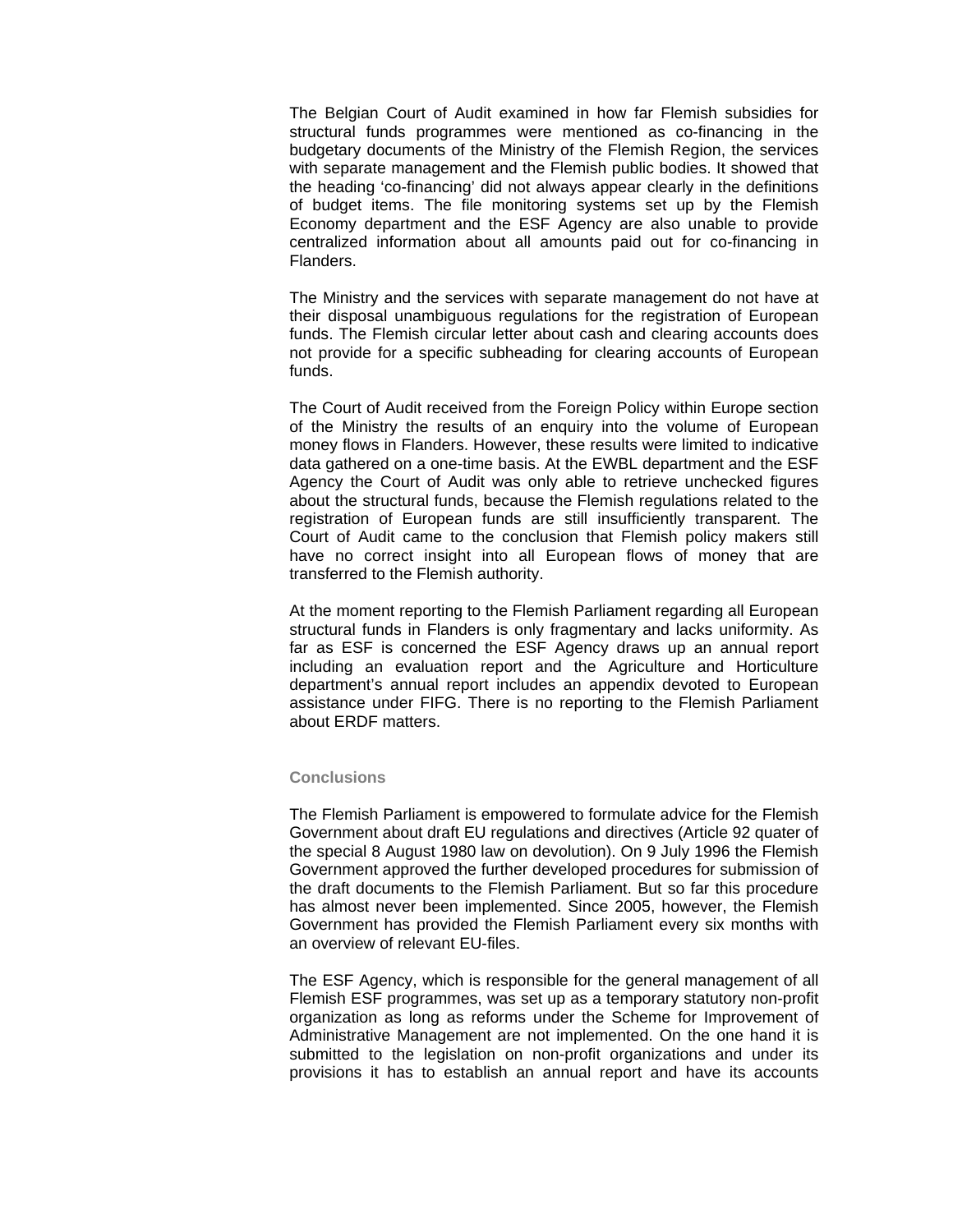The Belgian Court of Audit examined in how far Flemish subsidies for structural funds programmes were mentioned as co-financing in the budgetary documents of the Ministry of the Flemish Region, the services with separate management and the Flemish public bodies. It showed that the heading 'co-financing' did not always appear clearly in the definitions of budget items. The file monitoring systems set up by the Flemish Economy department and the ESF Agency are also unable to provide centralized information about all amounts paid out for co-financing in Flanders.

The Ministry and the services with separate management do not have at their disposal unambiguous regulations for the registration of European funds. The Flemish circular letter about cash and clearing accounts does not provide for a specific subheading for clearing accounts of European funds.

The Court of Audit received from the Foreign Policy within Europe section of the Ministry the results of an enquiry into the volume of European money flows in Flanders. However, these results were limited to indicative data gathered on a one-time basis. At the EWBL department and the ESF Agency the Court of Audit was only able to retrieve unchecked figures about the structural funds, because the Flemish regulations related to the registration of European funds are still insufficiently transparent. The Court of Audit came to the conclusion that Flemish policy makers still have no correct insight into all European flows of money that are transferred to the Flemish authority.

At the moment reporting to the Flemish Parliament regarding all European structural funds in Flanders is only fragmentary and lacks uniformity. As far as ESF is concerned the ESF Agency draws up an annual report including an evaluation report and the Agriculture and Horticulture department's annual report includes an appendix devoted to European assistance under FIFG. There is no reporting to the Flemish Parliament about ERDF matters.

### Conclusions

The Flemish Parliament is empowered to formulate advice for the Flemish Government about draft EU regulations and directives (Article 92 quater of the special 8 August 1980 law on devolution). On 9 July 1996 the Flemish Government approved the further developed procedures for submission of the draft documents to the Flemish Parliament. But so far this procedure has almost never been implemented. Since 2005, however, the Flemish Government has provided the Flemish Parliament every six months with an overview of relevant EU-files.

The ESF Agency, which is responsible for the general management of all Flemish ESF programmes, was set up as a temporary statutory non-profit organization as long as reforms under the Scheme for Improvement of Administrative Management are not implemented. On the one hand it is submitted to the legislation on non-profit organizations and under its provisions it has to establish an annual report and have its accounts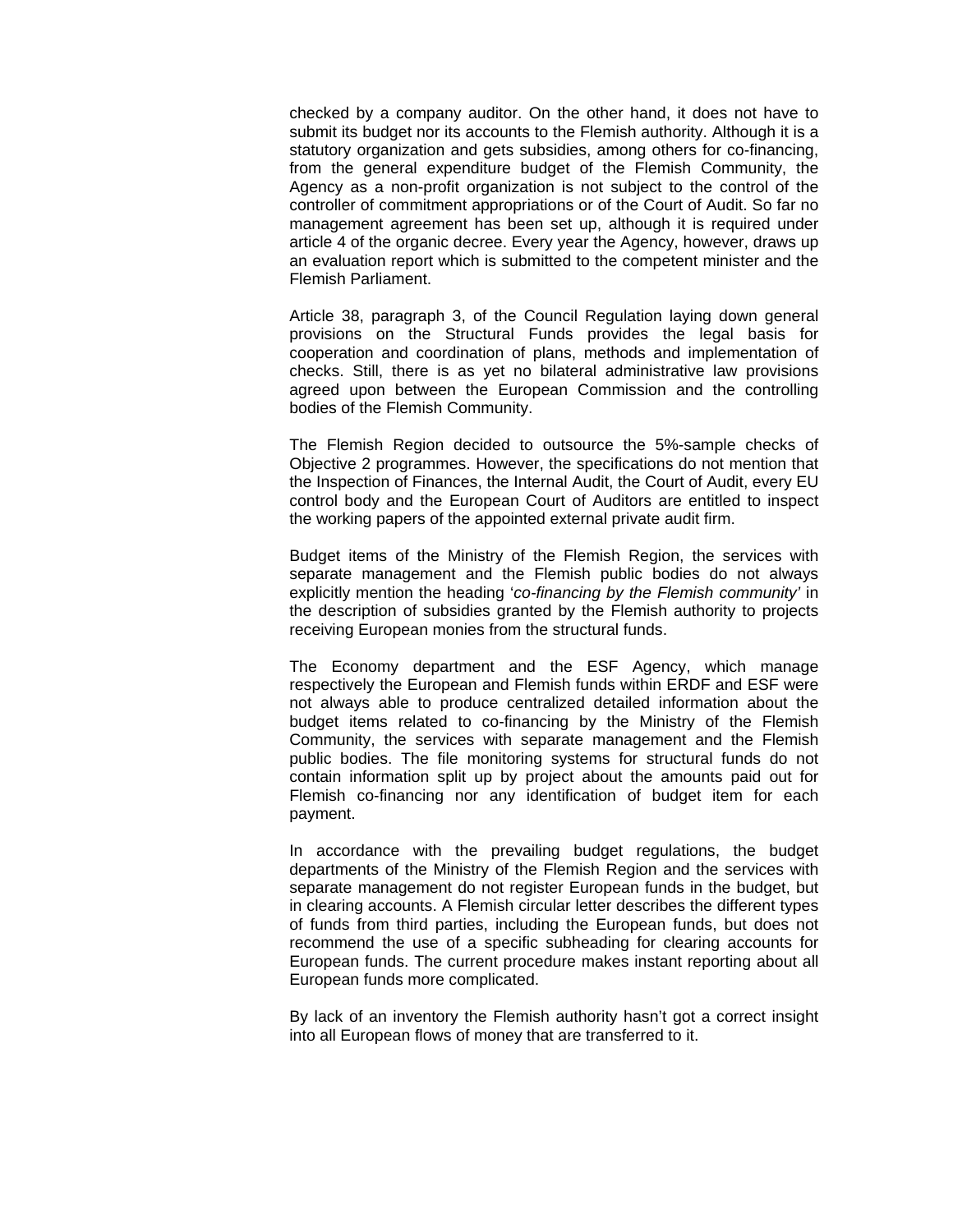checked by a company auditor. On the other hand, it does not have to submit its budget nor its accounts to the Flemish authority. Although it is a statutory organization and gets subsidies, among others for co-financing, from the general expenditure budget of the Flemish Community, the Agency as a non-profit organization is not subject to the control of the controller of commitment appropriations or of the Court of Audit. So far no management agreement has been set up, although it is required under article 4 of the organic decree. Every year the Agency, however, draws up an evaluation report which is submitted to the competent minister and the Flemish Parliament.

Article 38, paragraph 3, of the Council Regulation laying down general provisions on the Structural Funds provides the legal basis for cooperation and coordination of plans, methods and implementation of checks. Still, there is as yet no bilateral administrative law provisions agreed upon between the European Commission and the controlling bodies of the Flemish Community.

The Flemish Region decided to outsource the 5%-sample checks of Objective 2 programmes. However, the specifications do not mention that the Inspection of Finances, the Internal Audit, the Court of Audit, every EU control body and the European Court of Auditors are entitled to inspect the working papers of the appointed external private audit firm.

Budget items of the Ministry of the Flemish Region, the services with separate management and the Flemish public bodies do not always explicitly mention the heading '*co-financing by the Flemish community*' in the description of subsidies granted by the Flemish authority to projects receiving European monies from the structural funds.

The Economy department and the ESF Agency, which manage respectively the European and Flemish funds within ERDF and ESF were not always able to produce centralized detailed information about the budget items related to co-financing by the Ministry of the Flemish Community, the services with separate management and the Flemish public bodies. The file monitoring systems for structural funds do not contain information split up by project about the amounts paid out for Flemish co-financing nor any identification of budget item for each payment.

In accordance with the prevailing budget regulations, the budget departments of the Ministry of the Flemish Region and the services with separate management do not register European funds in the budget, but in clearing accounts. A Flemish circular letter describes the different types of funds from third parties, including the European funds, but does not recommend the use of a specific subheading for clearing accounts for European funds. The current procedure makes instant reporting about all European funds more complicated.

By lack of an inventory the Flemish authority hasn't got a correct insight into all European flows of money that are transferred to it.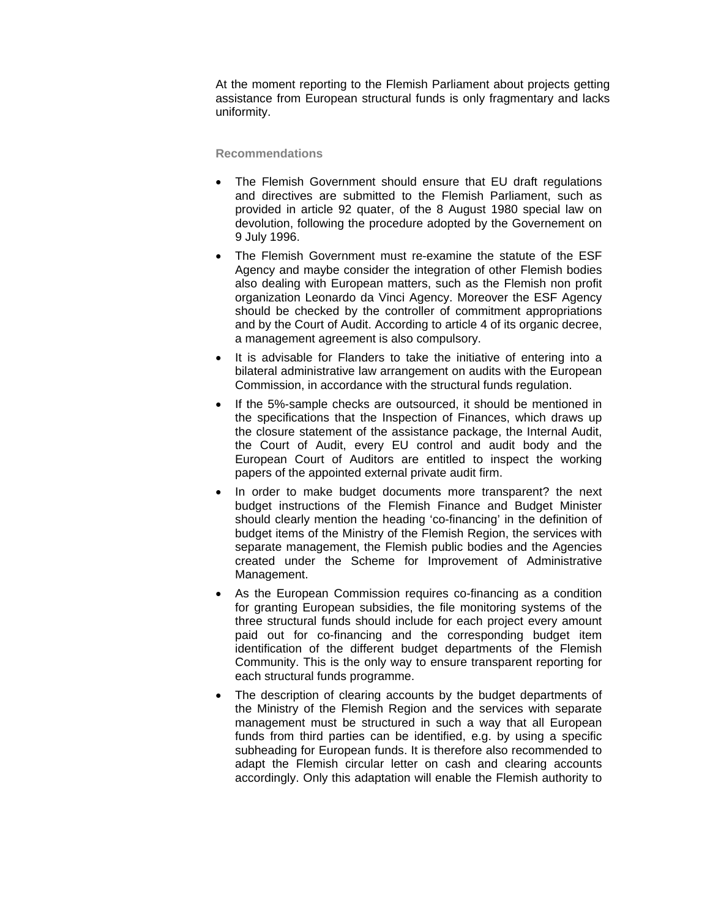At the moment reporting to the Flemish Parliament about projects getting assistance from European structural funds is only fragmentary and lacks uniformity.

### Recommendations

- The Flemish Government should ensure that EU draft regulations and directives are submitted to the Flemish Parliament, such as provided in article 92 quater, of the 8 August 1980 special law on devolution, following the procedure adopted by the Governement on 9 July 1996.
- The Flemish Government must re-examine the statute of the ESF Agency and maybe consider the integration of other Flemish bodies also dealing with European matters, such as the Flemish non profit organization Leonardo da Vinci Agency. Moreover the ESF Agency should be checked by the controller of commitment appropriations and by the Court of Audit. According to article 4 of its organic decree, a management agreement is also compulsory.
- It is advisable for Flanders to take the initiative of entering into a bilateral administrative law arrangement on audits with the European Commission, in accordance with the structural funds regulation.
- If the 5%-sample checks are outsourced, it should be mentioned in the specifications that the Inspection of Finances, which draws up the closure statement of the assistance package, the Internal Audit, the Court of Audit, every EU control and audit body and the European Court of Auditors are entitled to inspect the working papers of the appointed external private audit firm.
- In order to make budget documents more transparent? the next budget instructions of the Flemish Finance and Budget Minister should clearly mention the heading ‘co-financing’ in the definition of budget items of the Ministry of the Flemish Region, the services with separate management, the Flemish public bodies and the Agencies created under the Scheme for Improvement of Administrative Management.
- As the European Commission requires co-financing as a condition for granting European subsidies, the file monitoring systems of the three structural funds should include for each project every amount paid out for co-financing and the corresponding budget item identification of the different budget departments of the Flemish Community. This is the only way to ensure transparent reporting for each structural funds programme.
- The description of clearing accounts by the budget departments of the Ministry of the Flemish Region and the services with separate management must be structured in such a way that all European funds from third parties can be identified, e.g. by using a specific subheading for European funds. It is therefore also recommended to adapt the Flemish circular letter on cash and clearing accounts accordingly. Only this adaptation will enable the Flemish authority to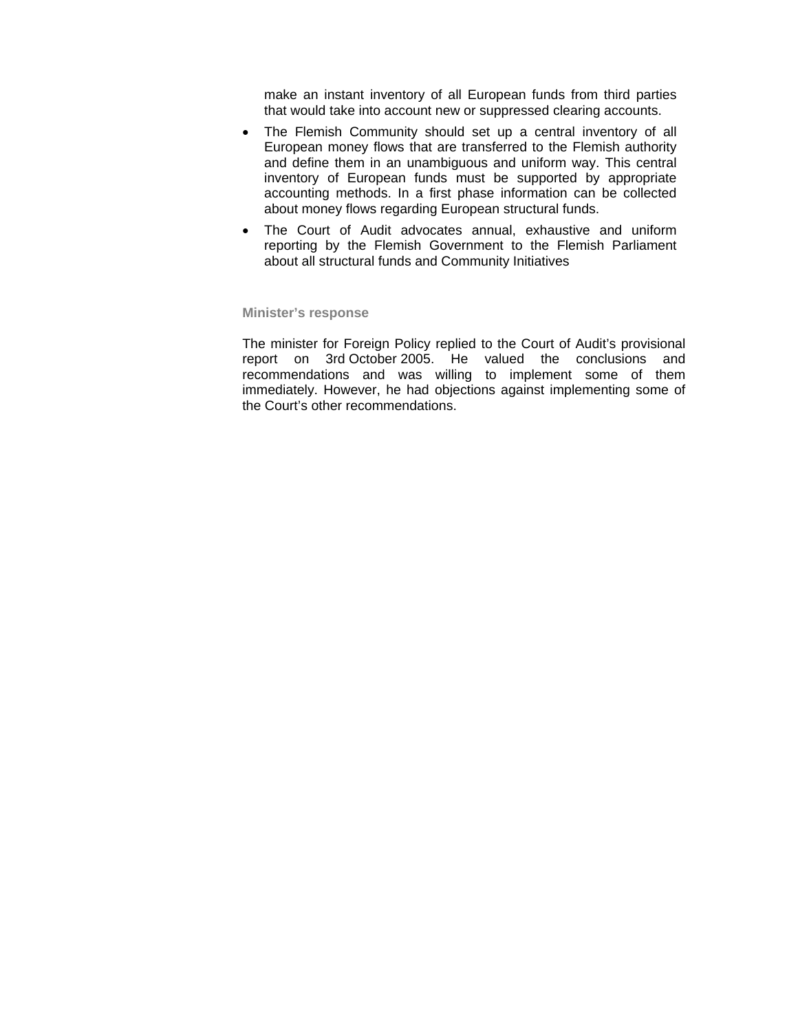make an instant inventory of all European funds from third parties that would take into account new or suppressed clearing accounts.

- The Flemish Community should set up a central inventory of all European money flows that are transferred to the Flemish authority and define them in an unambiguous and uniform way. This central inventory of European funds must be supported by appropriate accounting methods. In a first phase information can be collected about money flows regarding European structural funds.
- The Court of Audit advocates annual, exhaustive and uniform reporting by the Flemish Government to the Flemish Parliament about all structural funds and Community Initiatives

**Minister's response**

The minister for Foreign Policy replied to the Court of Audit's provisional report on 3rd October 2005. He valued the conclusions and recommendations and was willing to implement some of them immediately. However, he had objections against implementing some of the Court's other recommendations.